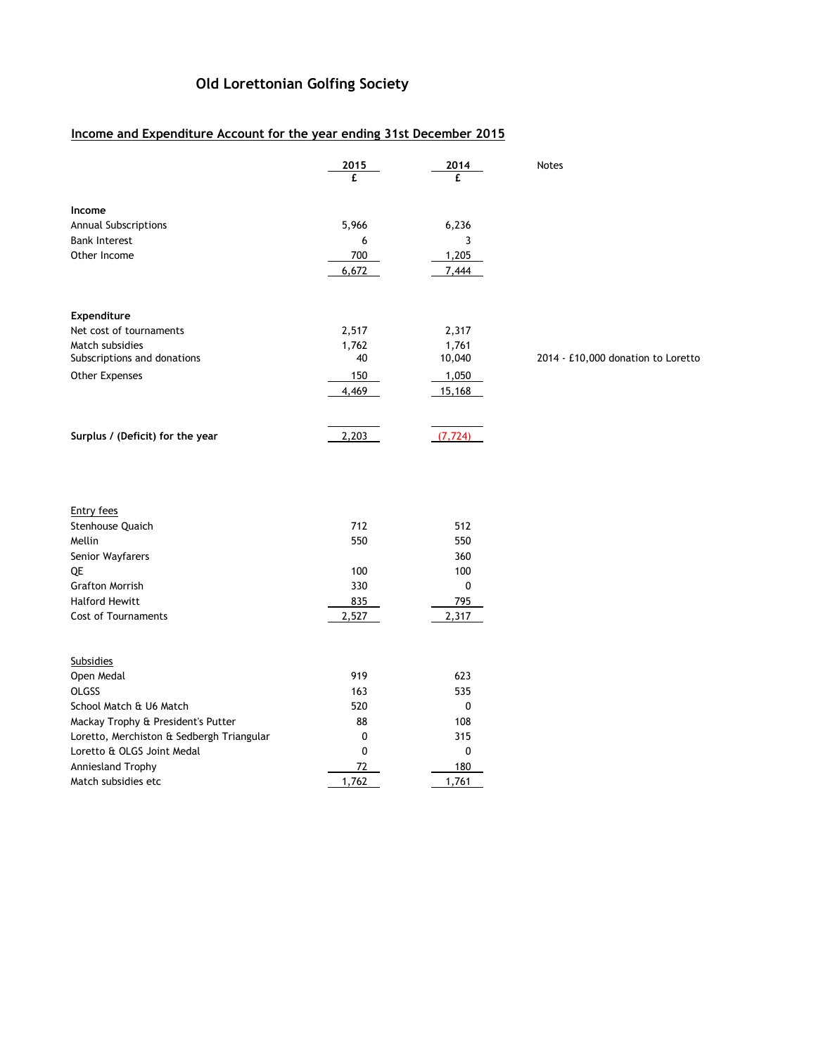# Old Lorettonian Golfing Society

## Income and Expenditure Account for the year ending 31st December 2015

| | 2015 | 2014 | Notes |
|---|---|---|---|
| | £ | £ | |
| **Income** | | | |
| Annual Subscriptions | 5,966 | 6,236 | |
| Bank Interest | 6 | 3 | |
| Other Income | 700 | 1,205 | |
| | 6,672 | 7,444 | |
| **Expenditure** | | | |
| Net cost of tournaments | 2,517 | 2,317 | |
| Match subsidies | 1,762 | 1,761 | |
| Subscriptions and donations | 40 | 10,040 | 2014 - £10,000 donation to Loretto |
| Other Expenses | 150 | 1,050 | |
| | 4,469 | 15,168 | |
| **Surplus / (Deficit) for the year** | 2,203 | (7,724) | |

| Entry fees | 2015 | 2014 |
|---|---|---|
| Stenhouse Quaich | 712 | 512 |
| Mellin | 550 | 550 |
| Senior Wayfarers | | 360 |
| QE | 100 | 100 |
| Grafton Morrish | 330 | 0 |
| Halford Hewitt | 835 | 795 |
| Cost of Tournaments | 2,527 | 2,317 |

| Subsidies | 2015 | 2014 |
|---|---|---|
| Open Medal | 919 | 623 |
| OLGSS | 163 | 535 |
| School Match & U6 Match | 520 | 0 |
| Mackay Trophy & President's Putter | 88 | 108 |
| Loretto, Merchiston & Sedbergh Triangular | 0 | 315 |
| Loretto & OLGS Joint Medal | 0 | 0 |
| Anniesland Trophy | 72 | 180 |
| Match subsidies etc | 1,762 | 1,761 |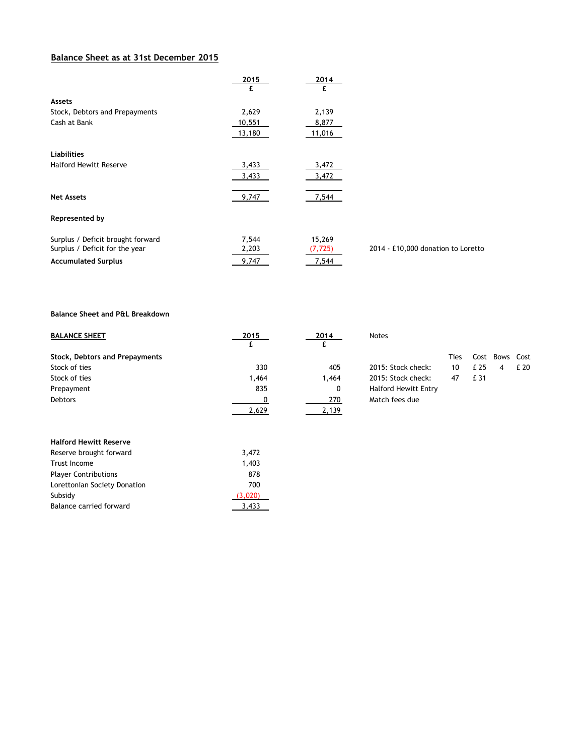## Balance Sheet as at 31st December 2015

| | 2015 | 2014 | |
|---|---|---|---|
| | £ | £ | |
| **Assets** | | | |
| Stock, Debtors and Prepayments | 2,629 | 2,139 | |
| Cash at Bank | 10,551 | 8,877 | |
| | 13,180 | 11,016 | |
| **Liabilities** | | | |
| Halford Hewitt Reserve | 3,433 | 3,472 | |
| | 3,433 | 3,472 | |
| **Net Assets** | 9,747 | 7,544 | |
| **Represented by** | | | |
| Surplus / Deficit brought forward | 7,544 | 15,269 | |
| Surplus / Deficit for the year | 2,203 | (7,725) | 2014 - £10,000 donation to Loretto |
| **Accumulated Surplus** | 9,747 | 7,544 | |

**Balance Sheet and P&L Breakdown**

| **BALANCE SHEET** | 2015 | 2014 | Notes | Ties | Cost | Bows | Cost |
|---|---|---|---|---|---|---|---|
| | £ | £ | | | | | |
| **Stock, Debtors and Prepayments** | | | | | | | |
| Stock of ties | 330 | 405 | 2015: Stock check: | 10 | £ 25 | 4 | £ 20 |
| Stock of ties | 1,464 | 1,464 | 2015: Stock check: | 47 | £ 31 | | |
| Prepayment | 835 | 0 | Halford Hewitt Entry | | | | |
| Debtors | 0 | 270 | Match fees due | | | | |
| | 2,629 | 2,139 | | | | | |

| **Halford Hewitt Reserve** | |
|---|---|
| Reserve brought forward | 3,472 |
| Trust Income | 1,403 |
| Player Contributions | 878 |
| Lorettonian Society Donation | 700 |
| Subsidy | (3,020) |
| Balance carried forward | 3,433 |